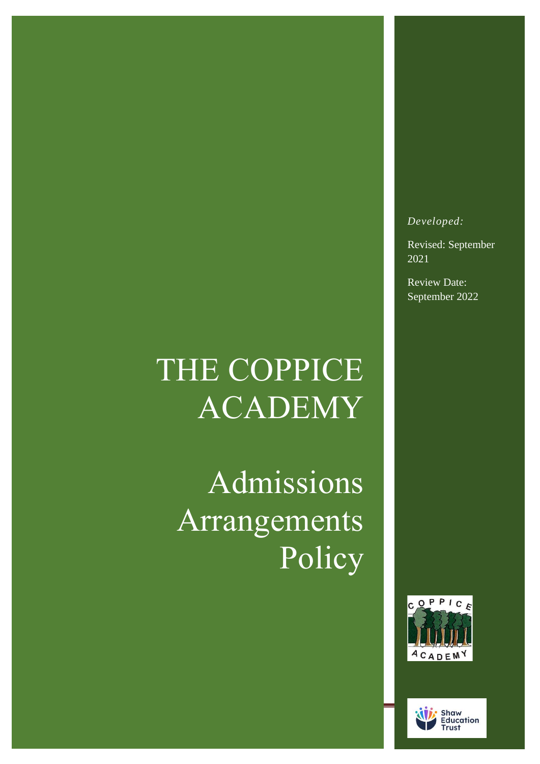# THE COPPICE ACADEMY

# Admissions Arrangements Policy

*Developed:*

Revised: September 2021

Review Date: September 2022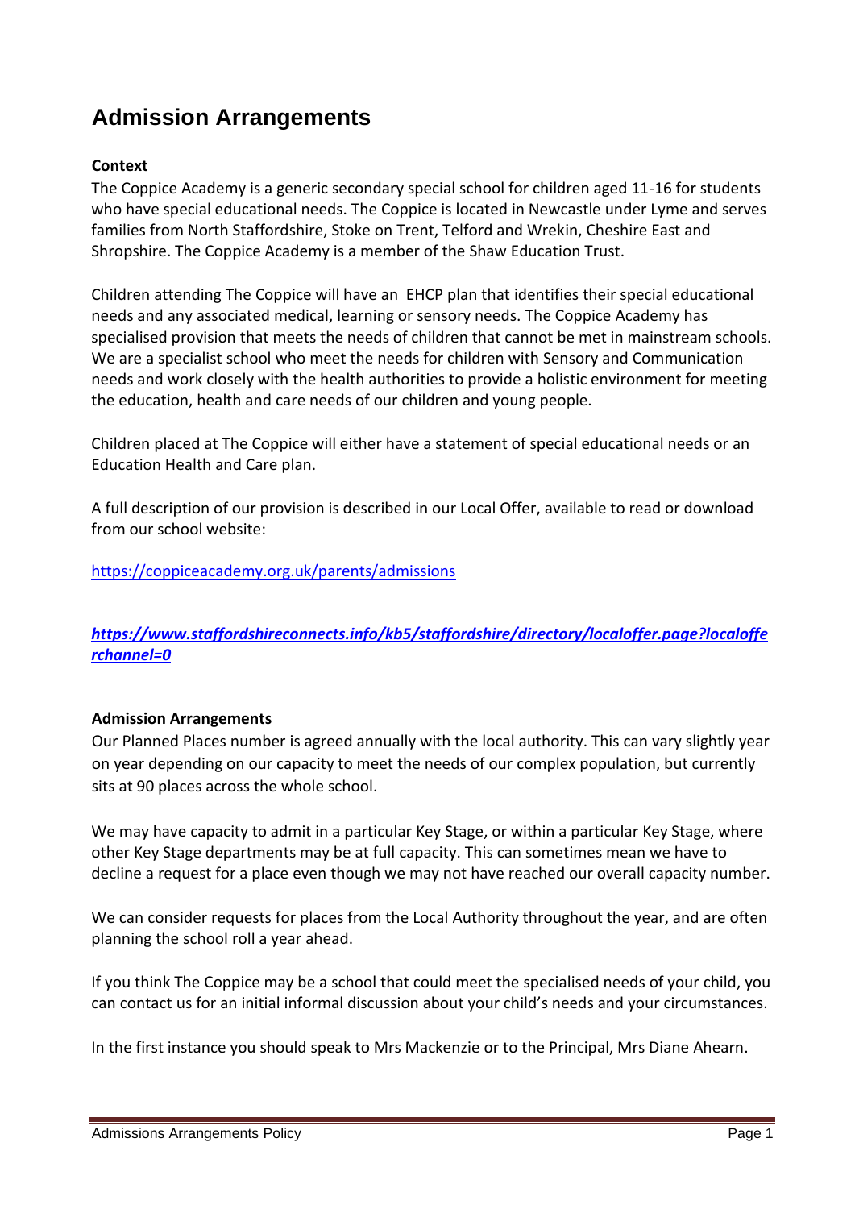# Admission Arrangements

**Context**

The Coppice Academy is a generic secondary special school for children aged 11-16 for students who have special educational needs. The Coppice is located in Newcastle under Lyme and serves families from North Staffordshire, Stoke on Trent, Telford and Wrekin, Cheshire East and Shropshire. The Coppice Academy is a member of the Shaw Education Trust.

Children attending The Coppice will have an EHCP plan that identifies their special educational needs and any associated medical, learning or sensory needs. The Coppice Academy has specialised provision that meets the needs of children that cannot be met in mainstream schools. We are a specialist school who meet the needs for children with Sensory and Communication needs and work closely with the health authorities to provide a holistic environment for meeting the education, health and care needs of our children and young people.

Children placed at The Coppice will either have a statement of special educational needs or an Education Health and Care plan.

A full description of our provision is described in our Local Offer, available to read or download from our school website:

https://coppiceacademy.org.uk/parents/admissions

***https://www.staffordshireconnects.info/kb5/staffordshire/directory/localoffer.page?localofferchannel=0***

**Admission Arrangements**

Our Planned Places number is agreed annually with the local authority. This can vary slightly year on year depending on our capacity to meet the needs of our complex population, but currently sits at 90 places across the whole school.

We may have capacity to admit in a particular Key Stage, or within a particular Key Stage, where other Key Stage departments may be at full capacity. This can sometimes mean we have to decline a request for a place even though we may not have reached our overall capacity number.

We can consider requests for places from the Local Authority throughout the year, and are often planning the school roll a year ahead.

If you think The Coppice may be a school that could meet the specialised needs of your child, you can contact us for an initial informal discussion about your child's needs and your circumstances.

In the first instance you should speak to Mrs Mackenzie or to the Principal, Mrs Diane Ahearn.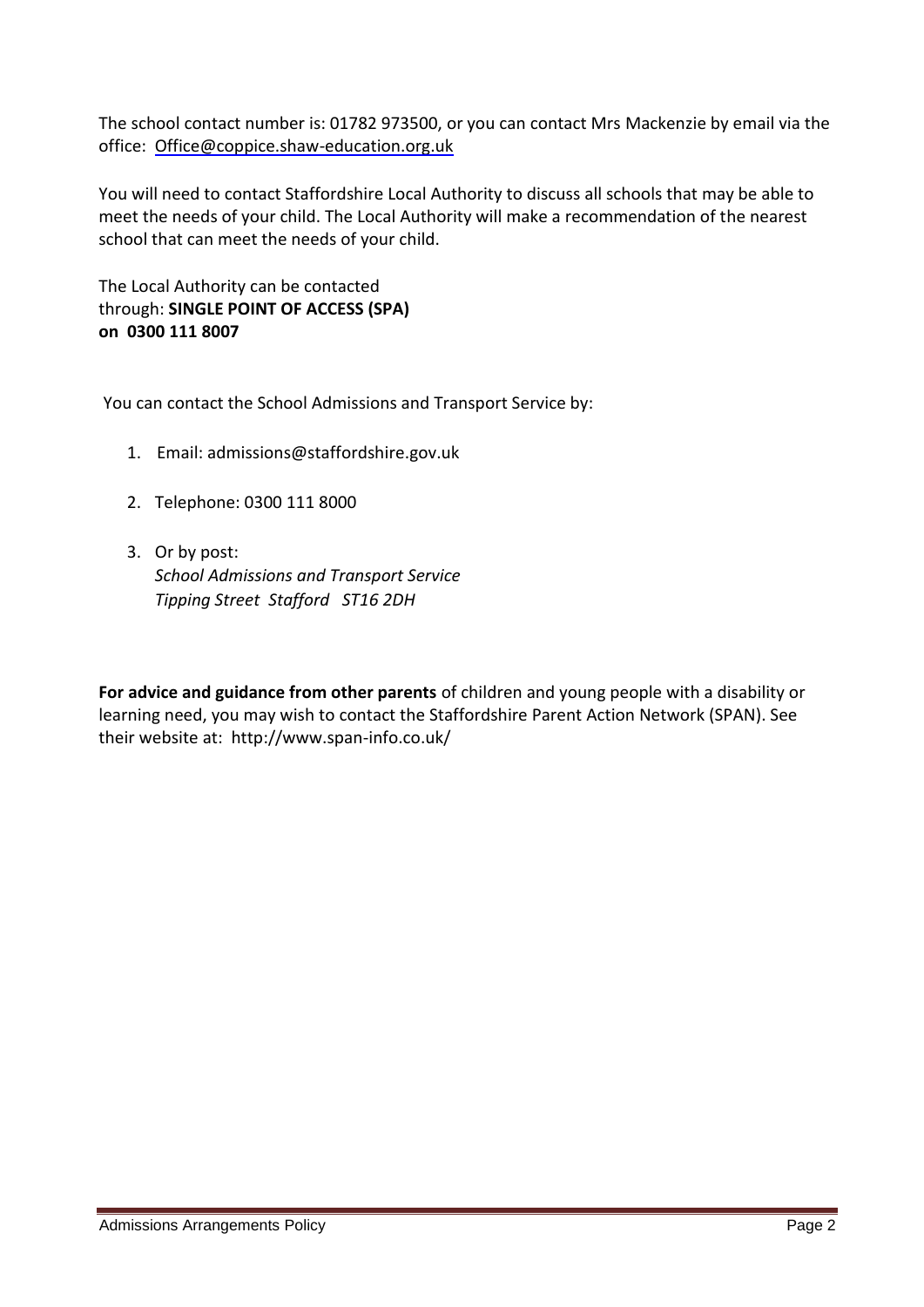The school contact number is: 01782 973500, or you can contact Mrs Mackenzie by email via the office: Office@coppice.shaw-education.org.uk

You will need to contact Staffordshire Local Authority to discuss all schools that may be able to meet the needs of your child. The Local Authority will make a recommendation of the nearest school that can meet the needs of your child.

The Local Authority can be contacted through: **SINGLE POINT OF ACCESS (SPA) on 0300 111 8007**

You can contact the School Admissions and Transport Service by:

1. Email: admissions@staffordshire.gov.uk
2. Telephone: 0300 111 8000
3. Or by post:
   *School Admissions and Transport Service*
   *Tipping Street Stafford ST16 2DH*

**For advice and guidance from other parents** of children and young people with a disability or learning need, you may wish to contact the Staffordshire Parent Action Network (SPAN). See their website at: http://www.span-info.co.uk/